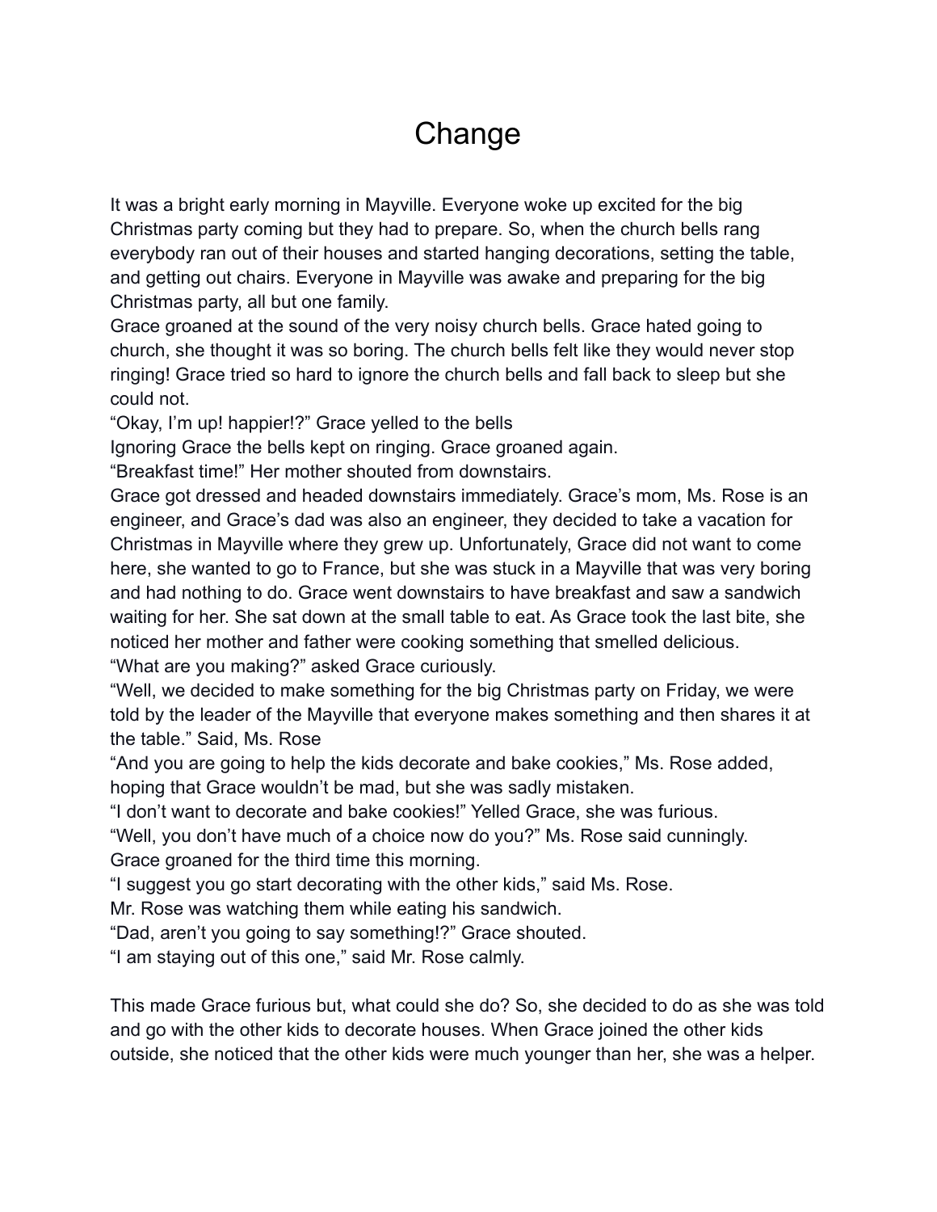# Change

It was a bright early morning in Mayville. Everyone woke up excited for the big Christmas party coming but they had to prepare. So, when the church bells rang everybody ran out of their houses and started hanging decorations, setting the table, and getting out chairs. Everyone in Mayville was awake and preparing for the big Christmas party, all but one family.

Grace groaned at the sound of the very noisy church bells. Grace hated going to church, she thought it was so boring. The church bells felt like they would never stop ringing! Grace tried so hard to ignore the church bells and fall back to sleep but she could not.

"Okay, I'm up! happier!?" Grace yelled to the bells

Ignoring Grace the bells kept on ringing. Grace groaned again.

"Breakfast time!" Her mother shouted from downstairs.

Grace got dressed and headed downstairs immediately. Grace's mom, Ms. Rose is an engineer, and Grace's dad was also an engineer, they decided to take a vacation for Christmas in Mayville where they grew up. Unfortunately, Grace did not want to come here, she wanted to go to France, but she was stuck in a Mayville that was very boring and had nothing to do. Grace went downstairs to have breakfast and saw a sandwich waiting for her. She sat down at the small table to eat. As Grace took the last bite, she noticed her mother and father were cooking something that smelled delicious.

"What are you making?" asked Grace curiously.

"Well, we decided to make something for the big Christmas party on Friday, we were told by the leader of the Mayville that everyone makes something and then shares it at the table." Said, Ms. Rose

"And you are going to help the kids decorate and bake cookies," Ms. Rose added, hoping that Grace wouldn't be mad, but she was sadly mistaken.

"I don't want to decorate and bake cookies!" Yelled Grace, she was furious.

"Well, you don't have much of a choice now do you?" Ms. Rose said cunningly.

Grace groaned for the third time this morning.

"I suggest you go start decorating with the other kids," said Ms. Rose.

Mr. Rose was watching them while eating his sandwich.

"Dad, aren't you going to say something!?" Grace shouted.

"I am staying out of this one," said Mr. Rose calmly.

This made Grace furious but, what could she do? So, she decided to do as she was told and go with the other kids to decorate houses. When Grace joined the other kids outside, she noticed that the other kids were much younger than her, she was a helper.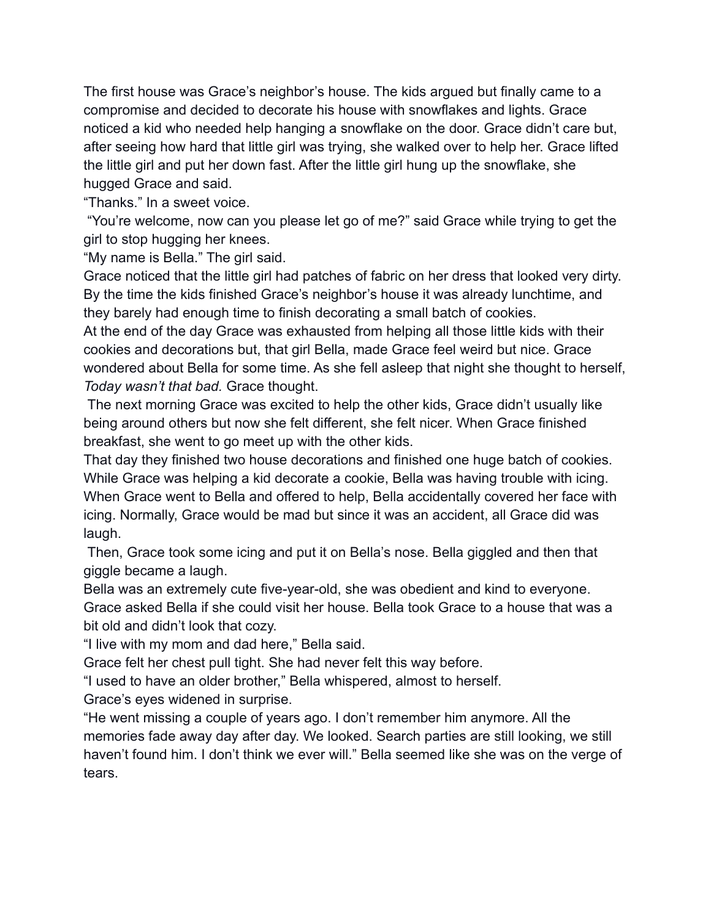The first house was Grace's neighbor's house. The kids argued but finally came to a compromise and decided to decorate his house with snowflakes and lights. Grace noticed a kid who needed help hanging a snowflake on the door. Grace didn't care but, after seeing how hard that little girl was trying, she walked over to help her. Grace lifted the little girl and put her down fast. After the little girl hung up the snowflake, she hugged Grace and said.

"Thanks." In a sweet voice.

"You're welcome, now can you please let go of me?" said Grace while trying to get the girl to stop hugging her knees.

"My name is Bella." The girl said.

Grace noticed that the little girl had patches of fabric on her dress that looked very dirty. By the time the kids finished Grace's neighbor's house it was already lunchtime, and they barely had enough time to finish decorating a small batch of cookies.

At the end of the day Grace was exhausted from helping all those little kids with their cookies and decorations but, that girl Bella, made Grace feel weird but nice. Grace wondered about Bella for some time. As she fell asleep that night she thought to herself, *Today wasn't that bad.* Grace thought.

The next morning Grace was excited to help the other kids, Grace didn't usually like being around others but now she felt different, she felt nicer. When Grace finished breakfast, she went to go meet up with the other kids.

That day they finished two house decorations and finished one huge batch of cookies. While Grace was helping a kid decorate a cookie, Bella was having trouble with icing. When Grace went to Bella and offered to help, Bella accidentally covered her face with icing. Normally, Grace would be mad but since it was an accident, all Grace did was laugh.

Then, Grace took some icing and put it on Bella's nose. Bella giggled and then that giggle became a laugh.

Bella was an extremely cute five-year-old, she was obedient and kind to everyone. Grace asked Bella if she could visit her house. Bella took Grace to a house that was a bit old and didn't look that cozy.

"I live with my mom and dad here," Bella said.

Grace felt her chest pull tight. She had never felt this way before.

"I used to have an older brother," Bella whispered, almost to herself.

Grace's eyes widened in surprise.

"He went missing a couple of years ago. I don't remember him anymore. All the memories fade away day after day. We looked. Search parties are still looking, we still haven't found him. I don't think we ever will." Bella seemed like she was on the verge of tears.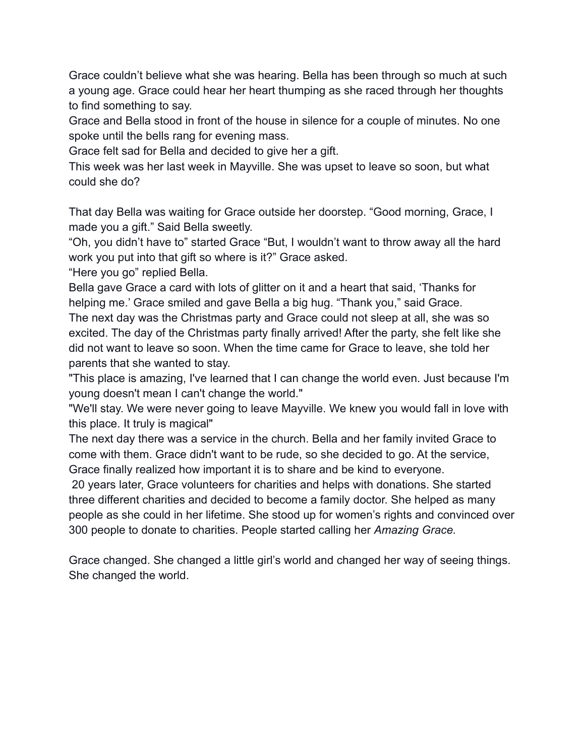Grace couldn't believe what she was hearing. Bella has been through so much at such a young age. Grace could hear her heart thumping as she raced through her thoughts to find something to say.

Grace and Bella stood in front of the house in silence for a couple of minutes. No one spoke until the bells rang for evening mass.

Grace felt sad for Bella and decided to give her a gift.

This week was her last week in Mayville. She was upset to leave so soon, but what could she do?

That day Bella was waiting for Grace outside her doorstep. "Good morning, Grace, I made you a gift." Said Bella sweetly.

"Oh, you didn't have to" started Grace "But, I wouldn't want to throw away all the hard work you put into that gift so where is it?" Grace asked.

"Here you go" replied Bella.

Bella gave Grace a card with lots of glitter on it and a heart that said, 'Thanks for helping me.' Grace smiled and gave Bella a big hug. "Thank you," said Grace.

The next day was the Christmas party and Grace could not sleep at all, she was so excited. The day of the Christmas party finally arrived! After the party, she felt like she did not want to leave so soon. When the time came for Grace to leave, she told her parents that she wanted to stay.

"This place is amazing, I've learned that I can change the world even. Just because I'm young doesn't mean I can't change the world."

"We'll stay. We were never going to leave Mayville. We knew you would fall in love with this place. It truly is magical"

The next day there was a service in the church. Bella and her family invited Grace to come with them. Grace didn't want to be rude, so she decided to go. At the service, Grace finally realized how important it is to share and be kind to everyone.

20 years later, Grace volunteers for charities and helps with donations. She started three different charities and decided to become a family doctor. She helped as many people as she could in her lifetime. She stood up for women's rights and convinced over 300 people to donate to charities. People started calling her *Amazing Grace.*

Grace changed. She changed a little girl's world and changed her way of seeing things. She changed the world.